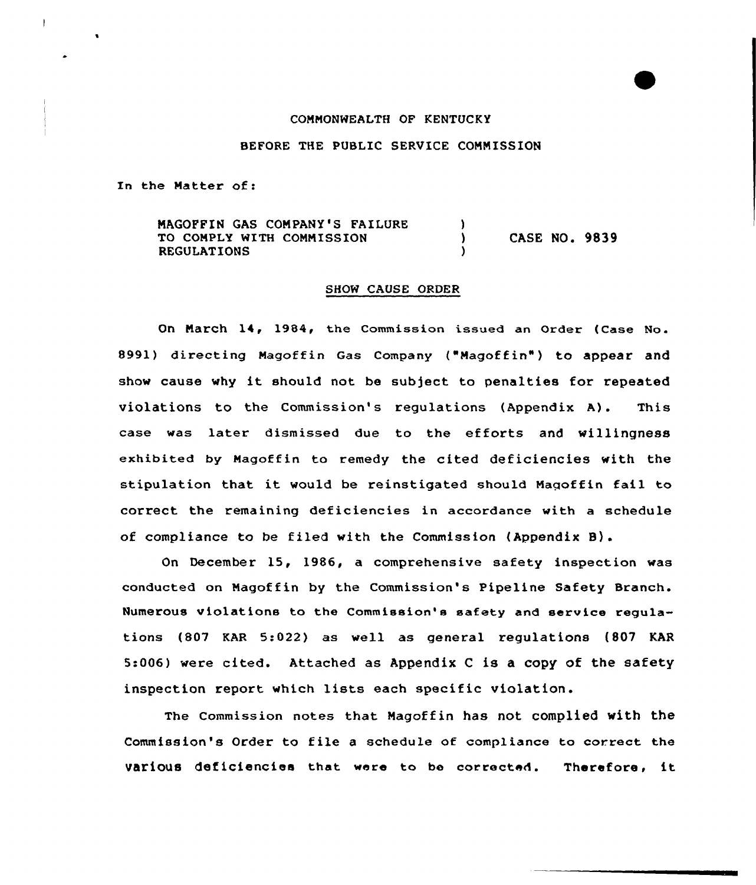COMMONWEALTH OF KENTUCKY

BEFORE THE PUBLIC SERVICE COMMISSION

In the Matter of:

| | | |
|---|---|---|
| MAGOFFIN GAS COMPANY'S FAILURE TO COMPLY WITH COMMISSION REGULATIONS | ) ) ) | CASE NO. 9839 |

SHOW CAUSE ORDER

On March 14, 1984, the Commission issued an Order (Case No. 8991) directing Magoffin Gas Company ("Magoffin") to appear and show cause why it should not be subject to penalties for repeated violations to the Commission's regulations (Appendix A). This case was later dismissed due to the efforts and willingness exhibited by Magoffin to remedy the cited deficiencies with the stipulation that it would be reinstigated should Magoffin fail to correct the remaining deficiencies in accordance with a schedule of compliance to be filed with the Commission (Appendix B).

On December 15, 1986, a comprehensive safety inspection was conducted on Magoffin by the Commission's Pipeline Safety Branch. Numerous violations to the Commission's safety and service regulations (807 KAR 5:022) as well as general regulations (807 KAR 5:006) were cited. Attached as Appendix C is a copy of the safety inspection report which lists each specific violation.

The Commission notes that Magoffin has not complied with the Commission's Order to file a schedule of compliance to correct the various deficiencies that were to be corrected. Therefore, it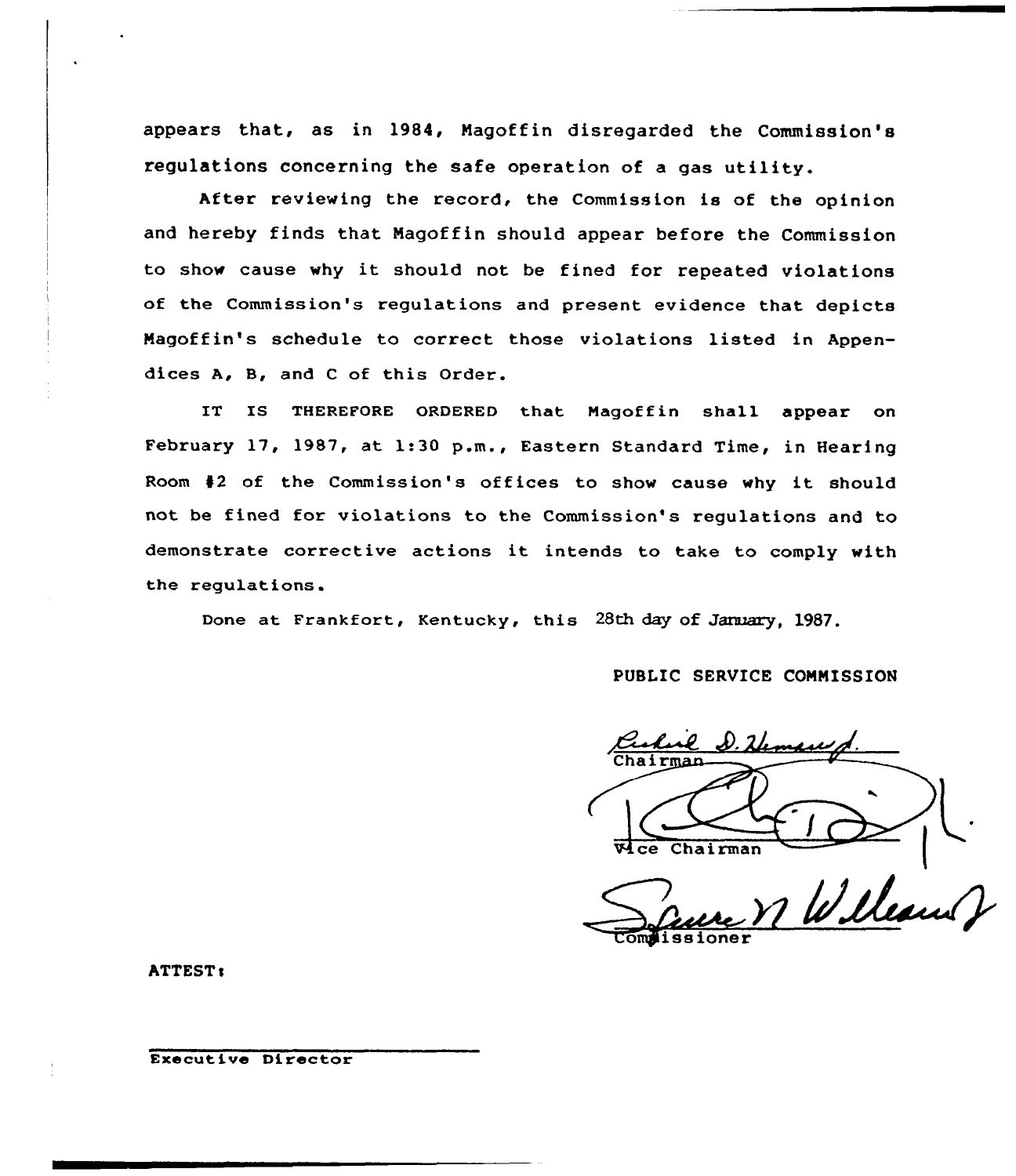appears that, as in 1984, Magoffin disregarded the Commission's regulations concerning the safe operation of a gas utility.

After reviewing the record, the Commission is of the opinion and hereby finds that Magoffin should appear before the Commission to show cause why it should not be fined for repeated violations of the Commission's regulations and present evidence that depicts Magoffin's schedule to correct those violations listed in Appendices A, B, and C of this Order.

IT IS THEREFORE ORDERED that Magoffin shall appear on February 17, 1987, at 1:30 p.m., Eastern Standard Time, in Hearing Room #2 of the Commission's offices to show cause why it should not be fined for violations to the Commission's regulations and to demonstrate corrective actions it intends to take to comply with the regulations.

Done at Frankfort, Kentucky, this 28th day of January, 1987.

PUBLIC SERVICE COMMISSION

Chairman

Vice Chairman

Commissioner

ATTEST:

Executive Director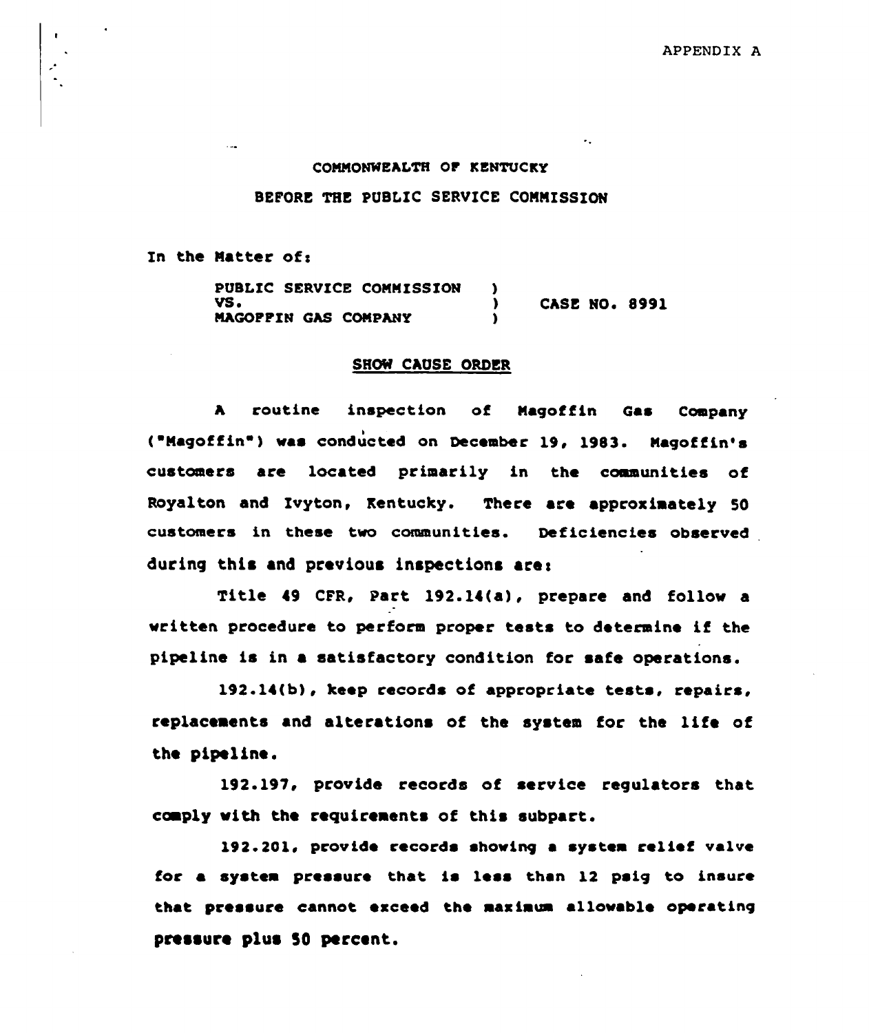APPENDIX A

COMMONWEALTH OF KENTUCKY

BEFORE THE PUBLIC SERVICE COMMISSION

In the Matter of:

PUBLIC SERVICE COMMISSION )
VS. ) CASE NO. 8991
MAGOFFIN GAS COMPANY )

## SHOW CAUSE ORDER

A routine inspection of Magoffin Gas Company ("Magoffin") was conducted on December 19, 1983. Magoffin's customers are located primarily in the communities of Royalton and Ivyton, Kentucky. There are approximately 50 customers in these two communities. Deficiencies observed during this and previous inspections are:

Title 49 CFR, Part 192.14(a), prepare and follow a written procedure to perform proper tests to determine if the pipeline is in a satisfactory condition for safe operations.

192.14(b), keep records of appropriate tests, repairs, replacements and alterations of the system for the life of the pipeline.

192.197, provide records of service regulators that comply with the requirements of this subpart.

192.201, provide records showing a system relief valve for a system pressure that is less than 12 psig to insure that pressure cannot exceed the maximum allowable operating pressure plus 50 percent.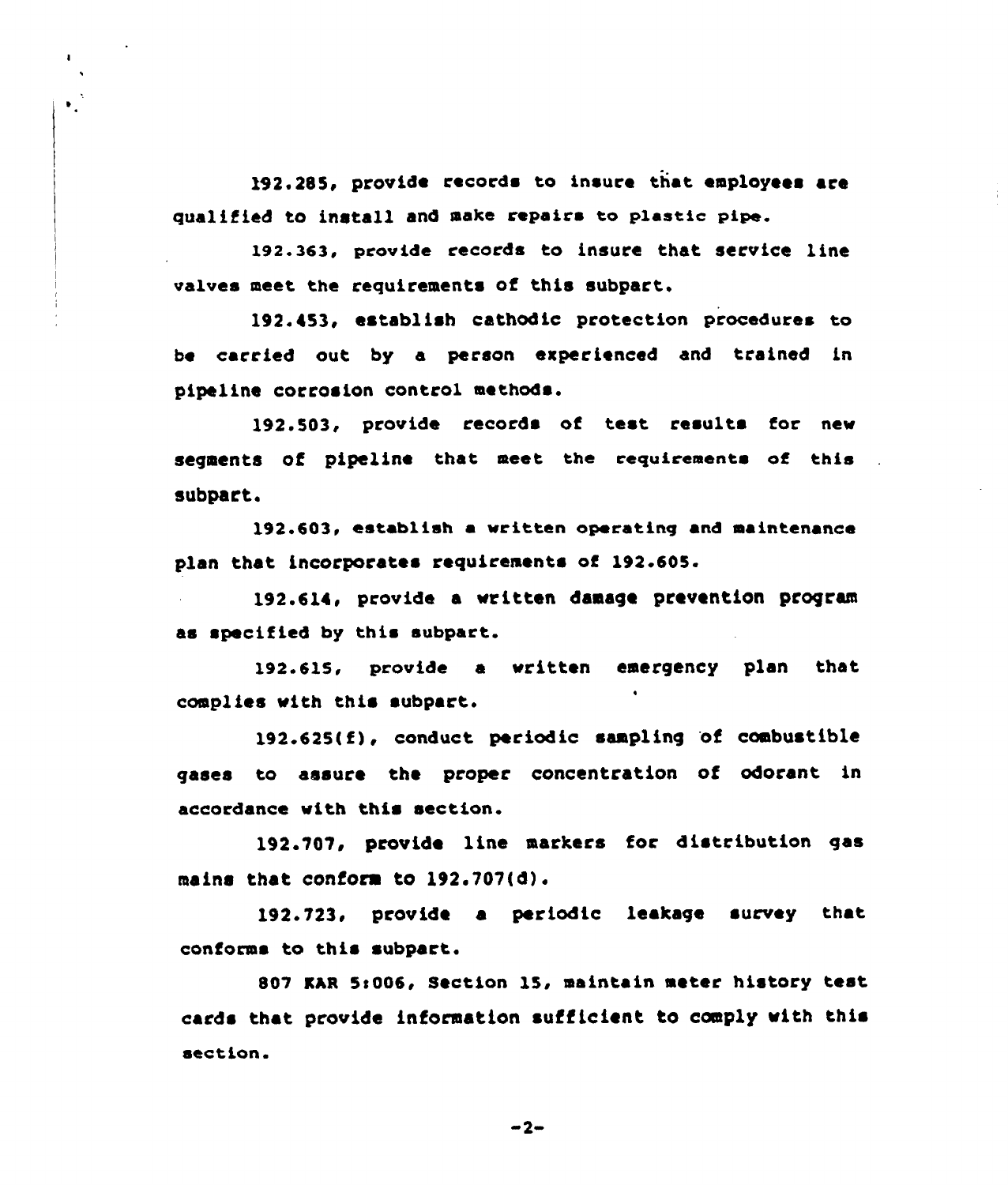192.285, provide records to insure that employees are qualified to install and make repairs to plastic pipe.

192.363, provide records to insure that service line valves meet the requirements of this subpart.

192.453, establish cathodic protection procedures to be carried out by a person experienced and trained in pipeline corrosion control methods.

192.503, provide records of test results for new segments of pipeline that meet the requirements of this subpart.

192.603, establish a written operating and maintenance plan that incorporates requirements of 192.605.

192.614, provide a written damage prevention program as specified by this subpart.

192.615, provide a written emergency plan that complies with this subpart.

192.625(f), conduct periodic sampling of combustible gases to assure the proper concentration of odorant in accordance with this section.

192.707, provide line markers for distribution gas mains that conform to 192.707(d).

192.723, provide a periodic leakage survey that conforms to this subpart.

807 KAR 5:006, Section 15, maintain meter history test cards that provide information sufficient to comply with this section.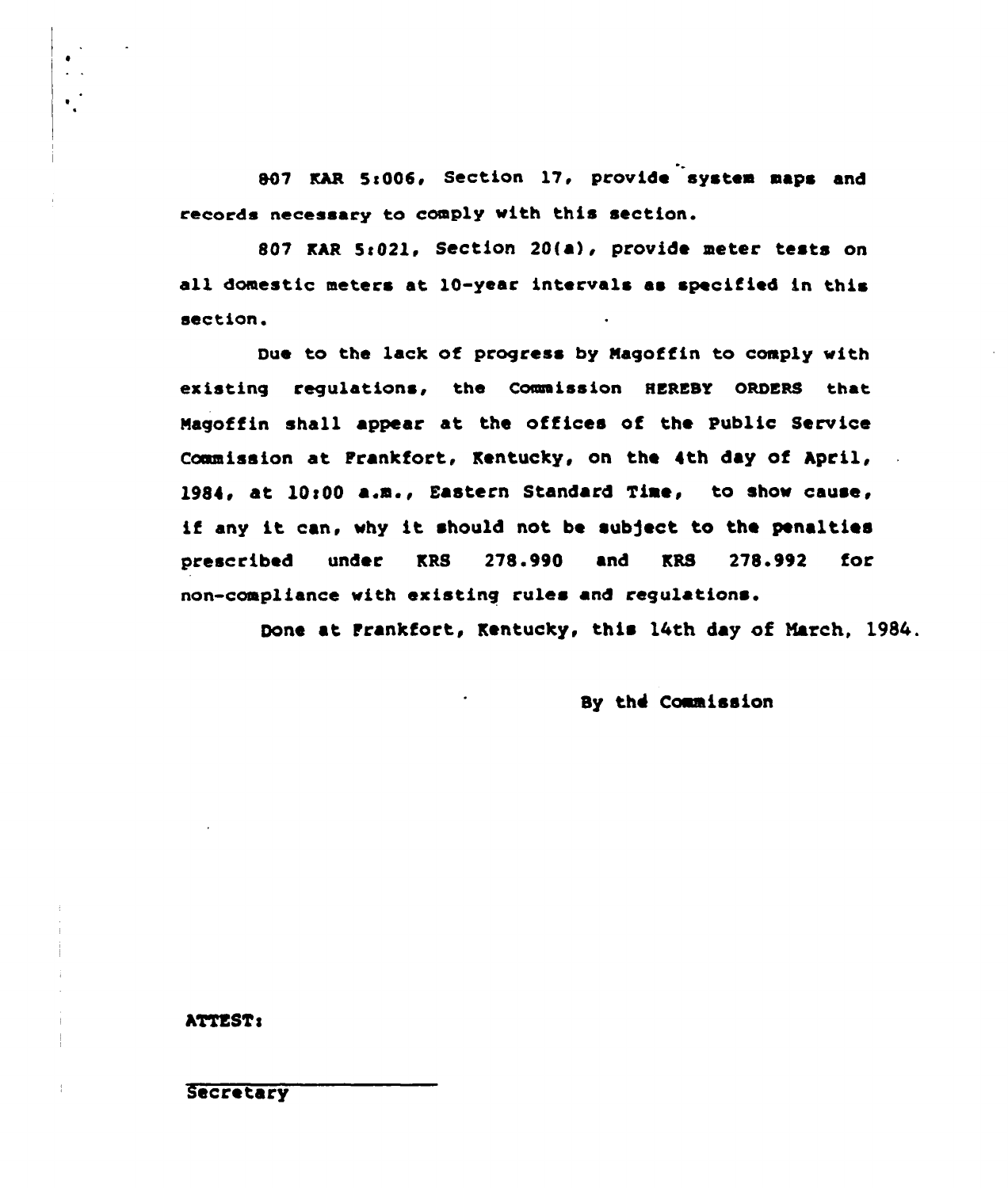807 KAR 5:006, Section 17, provide system maps and records necessary to comply with this section.

807 KAR 5:021, Section 20(a), provide meter tests on all domestic meters at 10-year intervals as specified in this section.

Due to the lack of progress by Magoffin to comply with existing regulations, the Commission HEREBY ORDERS that Magoffin shall appear at the offices of the Public Service Commission at Frankfort, Kentucky, on the 4th day of April, 1984, at 10:00 a.m., Eastern Standard Time, to show cause, if any it can, why it should not be subject to the penalties prescribed under KRS 278.990 and KRS 278.992 for non-compliance with existing rules and regulations.

Done at Frankfort, Kentucky, this 14th day of March, 1984.

By the Commission

ATTEST:

Secretary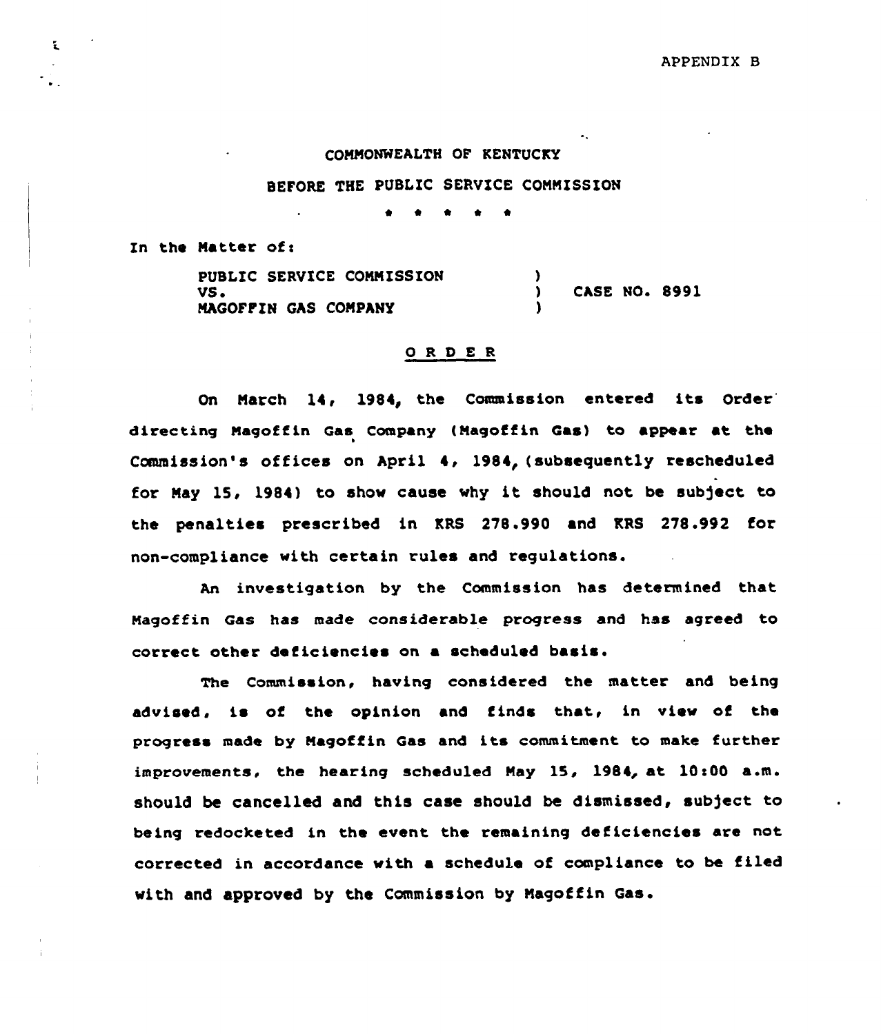APPENDIX B

COMMONWEALTH OF KENTUCKY

BEFORE THE PUBLIC SERVICE COMMISSION

\* \* \* \* \*

In the Matter of:

PUBLIC SERVICE COMMISSION )
VS. ) CASE NO. 8991
MAGOFFIN GAS COMPANY )

## O R D E R

On March 14, 1984, the Commission entered its Order directing Magoffin Gas Company (Magoffin Gas) to appear at the Commission's offices on April 4, 1984, (subsequently rescheduled for May 15, 1984) to show cause why it should not be subject to the penalties prescribed in KRS 278.990 and KRS 278.992 for non-compliance with certain rules and regulations.

An investigation by the Commission has determined that Magoffin Gas has made considerable progress and has agreed to correct other deficiencies on a scheduled basis.

The Commission, having considered the matter and being advised, is of the opinion and finds that, in view of the progress made by Magoffin Gas and its commitment to make further improvements, the hearing scheduled May 15, 1984, at 10:00 a.m. should be cancelled and this case should be dismissed, subject to being redocketed in the event the remaining deficiencies are not corrected in accordance with a schedule of compliance to be filed with and approved by the Commission by Magoffin Gas.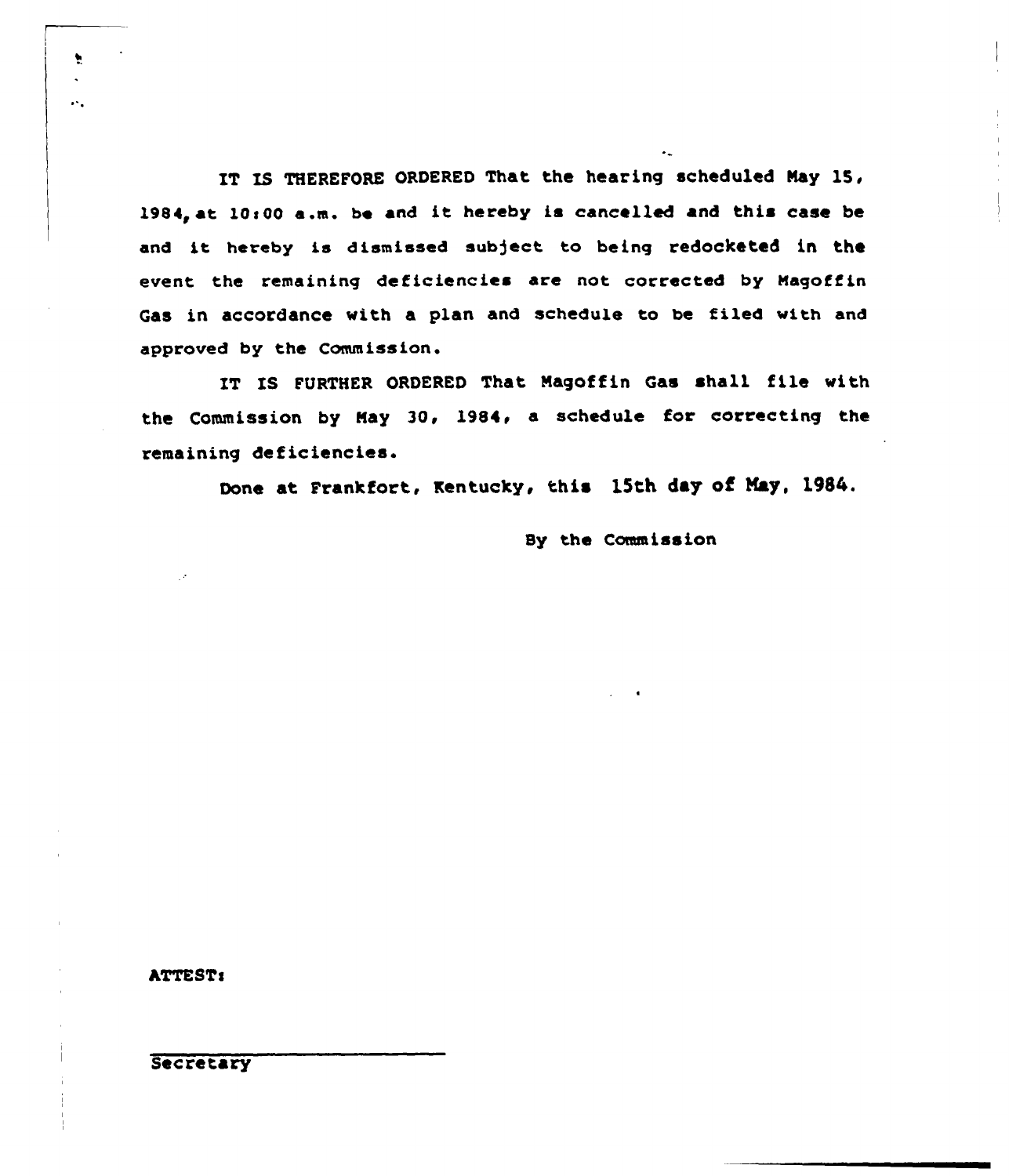IT IS THEREFORE ORDERED That the hearing scheduled May 15, 1984, at 10:00 a.m. be and it hereby is cancelled and this case be and it hereby is dismissed subject to being redocketed in the event the remaining deficiencies are not corrected by Magoffin Gas in accordance with a plan and schedule to be filed with and approved by the Commission.

IT IS FURTHER ORDERED That Magoffin Gas shall file with the Commission by May 30, 1984, a schedule for correcting the remaining deficiencies.

Done at Frankfort, Kentucky, this 15th day of May, 1984.

By the Commission

ATTEST:

Secretary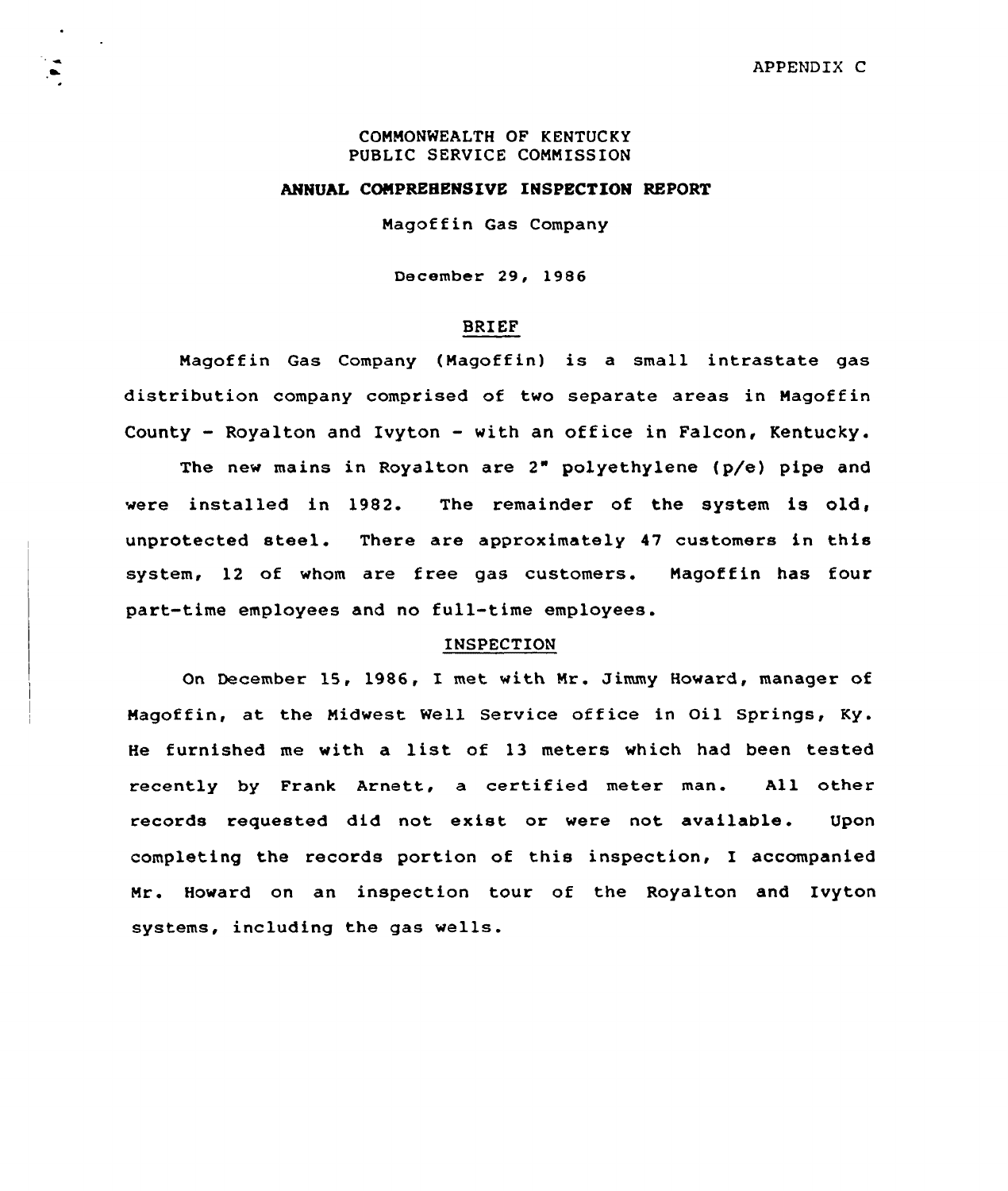APPENDIX C

COMMONWEALTH OF KENTUCKY
PUBLIC SERVICE COMMISSION

**ANNUAL COMPREHENSIVE INSPECTION REPORT**

Magoffin Gas Company

December 29, 1986

## BRIEF

Magoffin Gas Company (Magoffin) is a small intrastate gas distribution company comprised of two separate areas in Magoffin County - Royalton and Ivyton - with an office in Falcon, Kentucky.

The new mains in Royalton are 2" polyethylene (p/e) pipe and were installed in 1982. The remainder of the system is old, unprotected steel. There are approximately 47 customers in this system, 12 of whom are free gas customers. Magoffin has four part-time employees and no full-time employees.

## INSPECTION

On December 15, 1986, I met with Mr. Jimmy Howard, manager of Magoffin, at the Midwest Well Service office in Oil Springs, Ky. He furnished me with a list of 13 meters which had been tested recently by Frank Arnett, a certified meter man. All other records requested did not exist or were not available. Upon completing the records portion of this inspection, I accompanied Mr. Howard on an inspection tour of the Royalton and Ivyton systems, including the gas wells.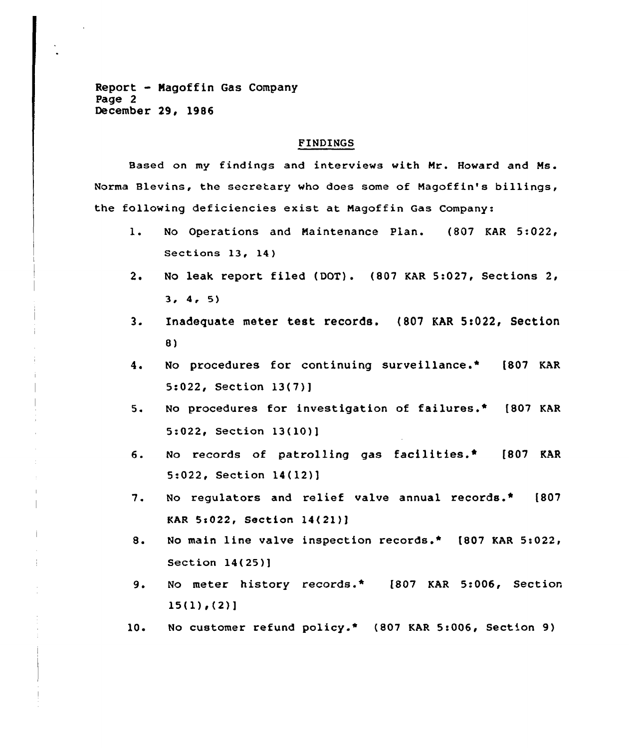Report - Magoffin Gas Company
Page 2
December 29, 1986

## FINDINGS

Based on my findings and interviews with Mr. Howard and Ms. Norma Blevins, the secretary who does some of Magoffin's billings, the following deficiencies exist at Magoffin Gas Company:

1. No Operations and Maintenance Plan. (807 KAR 5:022, Sections 13, 14)
2. No leak report filed (DOT). (807 KAR 5:027, Sections 2, 3, 4, 5)
3. Inadequate meter test records. (807 KAR 5:022, Section 8)
4. No procedures for continuing surveillance.* [807 KAR 5:022, Section 13(7)]
5. No procedures for investigation of failures.* [807 KAR 5:022, Section 13(10)]
6. No records of patrolling gas facilities.* [807 KAR 5:022, Section 14(12)]
7. No regulators and relief valve annual records.* [807 KAR 5:022, Section 14(21)]
8. No main line valve inspection records.* [807 KAR 5:022, Section 14(25)]
9. No meter history records.* [807 KAR 5:006, Section 15(1),(2)]
10. No customer refund policy.* (807 KAR 5:006, Section 9)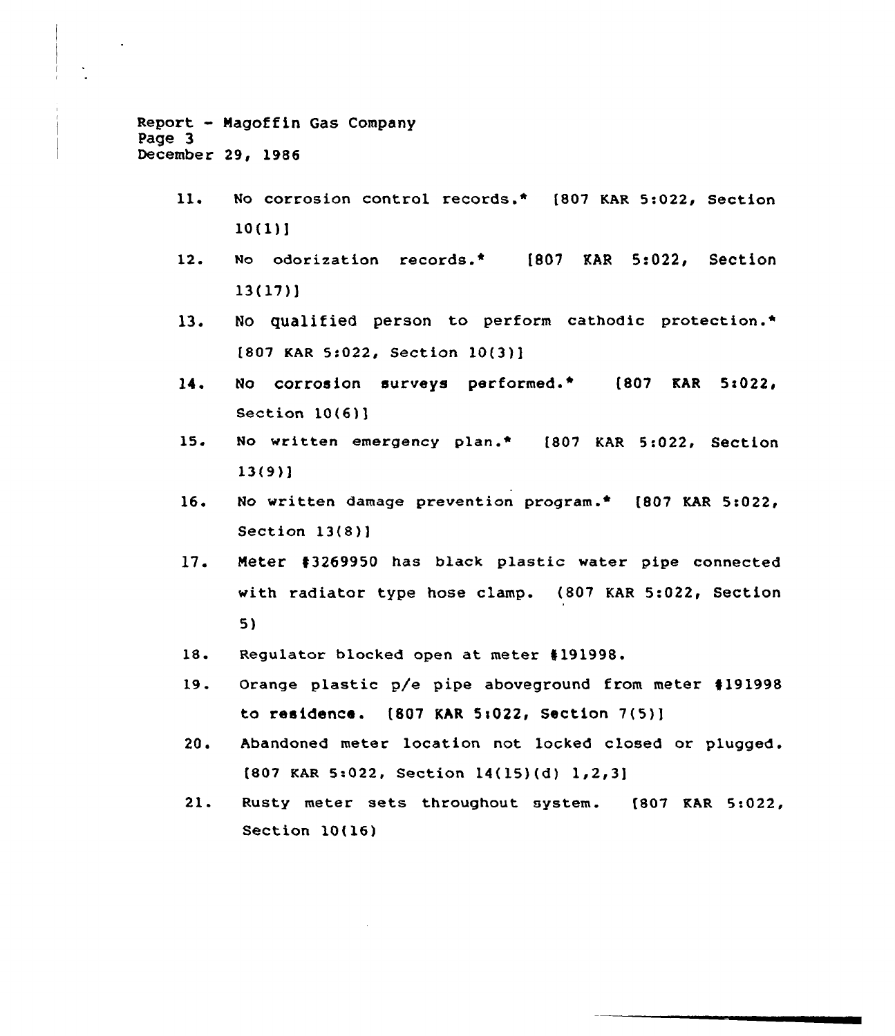Report - Magoffin Gas Company
Page 3
December 29, 1986

11. No corrosion control records.* [807 KAR 5:022, Section 10(1)]
12. No odorization records.* [807 KAR 5:022, Section 13(17)]
13. No qualified person to perform cathodic protection.* [807 KAR 5:022, Section 10(3)]
14. No corrosion surveys performed.* [807 KAR 5:022, Section 10(6)]
15. No written emergency plan.* [807 KAR 5:022, Section 13(9)]
16. No written damage prevention program.* [807 KAR 5:022, Section 13(8)]
17. Meter #3269950 has black plastic water pipe connected with radiator type hose clamp. (807 KAR 5:022, Section 5)
18. Regulator blocked open at meter #191998.
19. Orange plastic p/e pipe aboveground from meter #191998 to residence. [807 KAR 5:022, Section 7(5)]
20. Abandoned meter location not locked closed or plugged. [807 KAR 5:022, Section 14(15)(d) 1,2,3]
21. Rusty meter sets throughout system. [807 KAR 5:022, Section 10(16)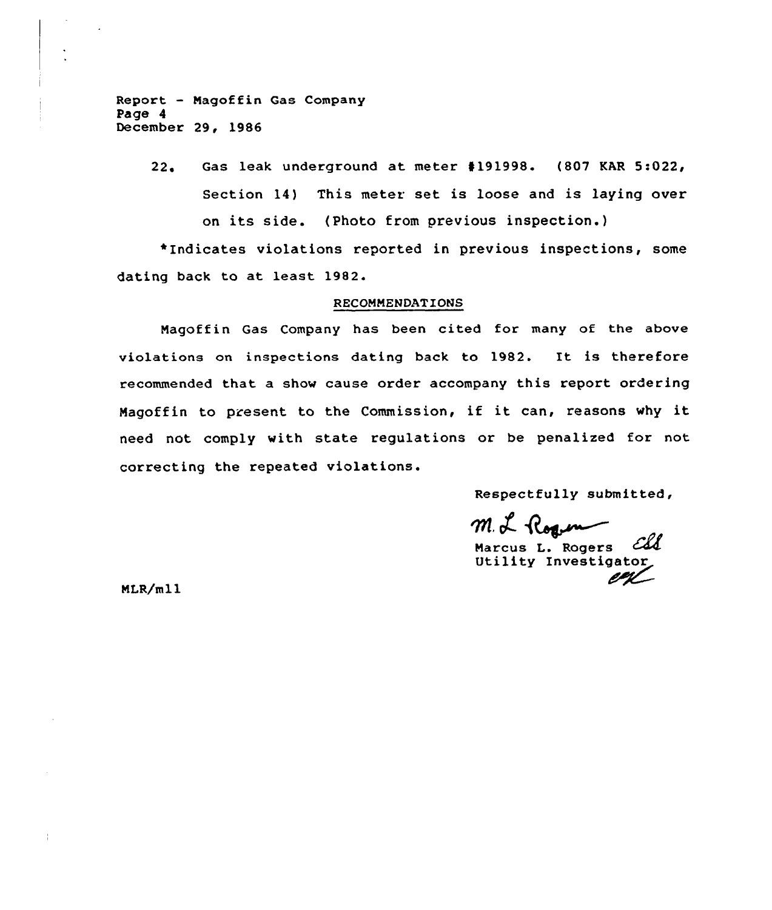22. Gas leak underground at meter #191998. (807 KAR 5:022, Section 14) This meter set is loose and is laying over on its side. (Photo from previous inspection.)

*Indicates violations reported in previous inspections, some dating back to at least 1982.

## RECOMMENDATIONS

Magoffin Gas Company has been cited for many of the above violations on inspections dating back to 1982. It is therefore recommended that a show cause order accompany this report ordering Magoffin to present to the Commission, if it can, reasons why it need not comply with state regulations or be penalized for not correcting the repeated violations.

Respectfully submitted,

M. L. Rogers

Marcus L. Rogers
Utility Investigator

MLR/mll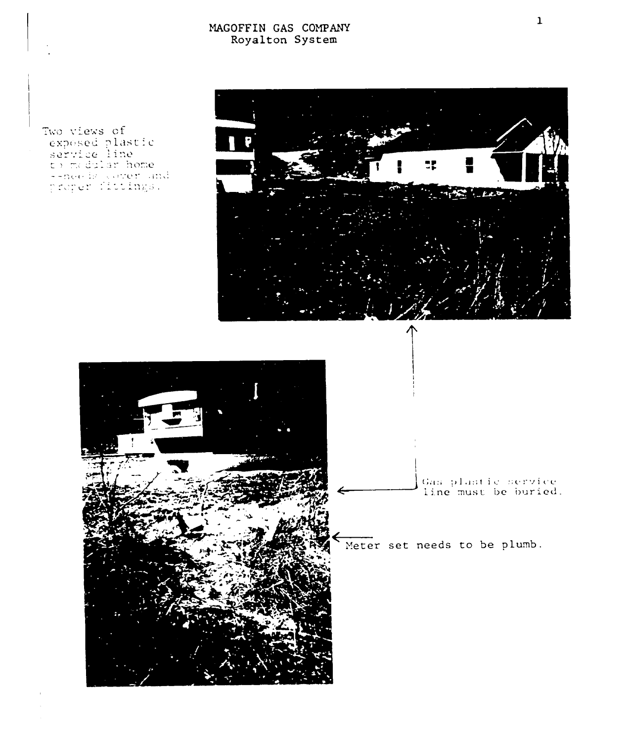# MAGOFFIN GAS COMPANY
## Royalton System

Two views of exposed plastic service line to modular home --needs cover and proper fittings.

Gas plastic service line must be buried.

Meter set needs to be plumb.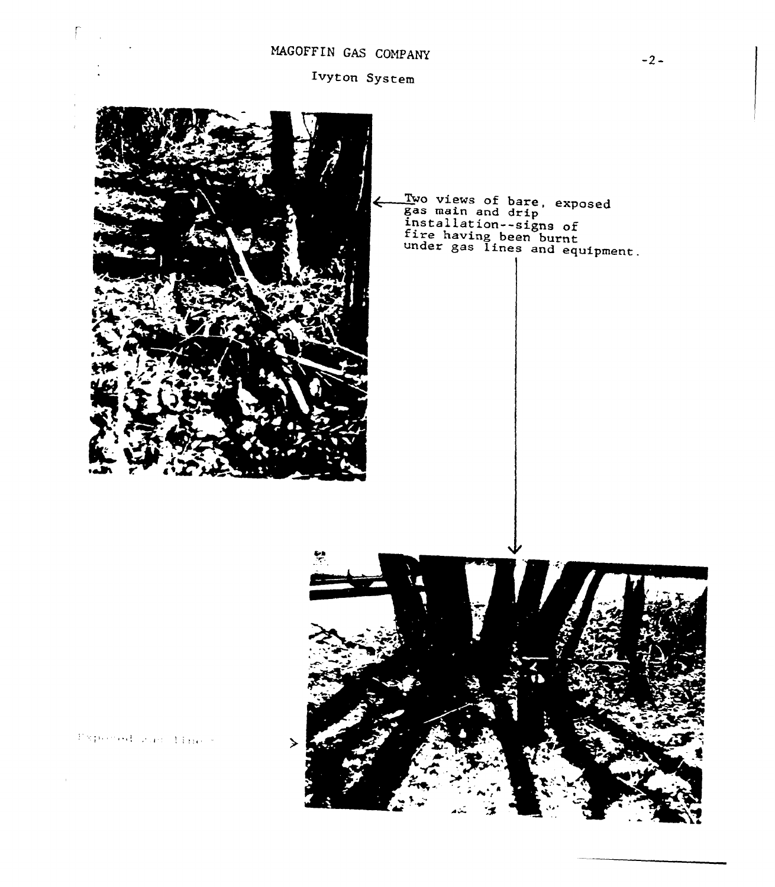MAGOFFIN GAS COMPANY

Ivyton System

Two views of bare, exposed gas main and drip installation--signs of fire having been burnt under gas lines and equipment.

Exposed gas lines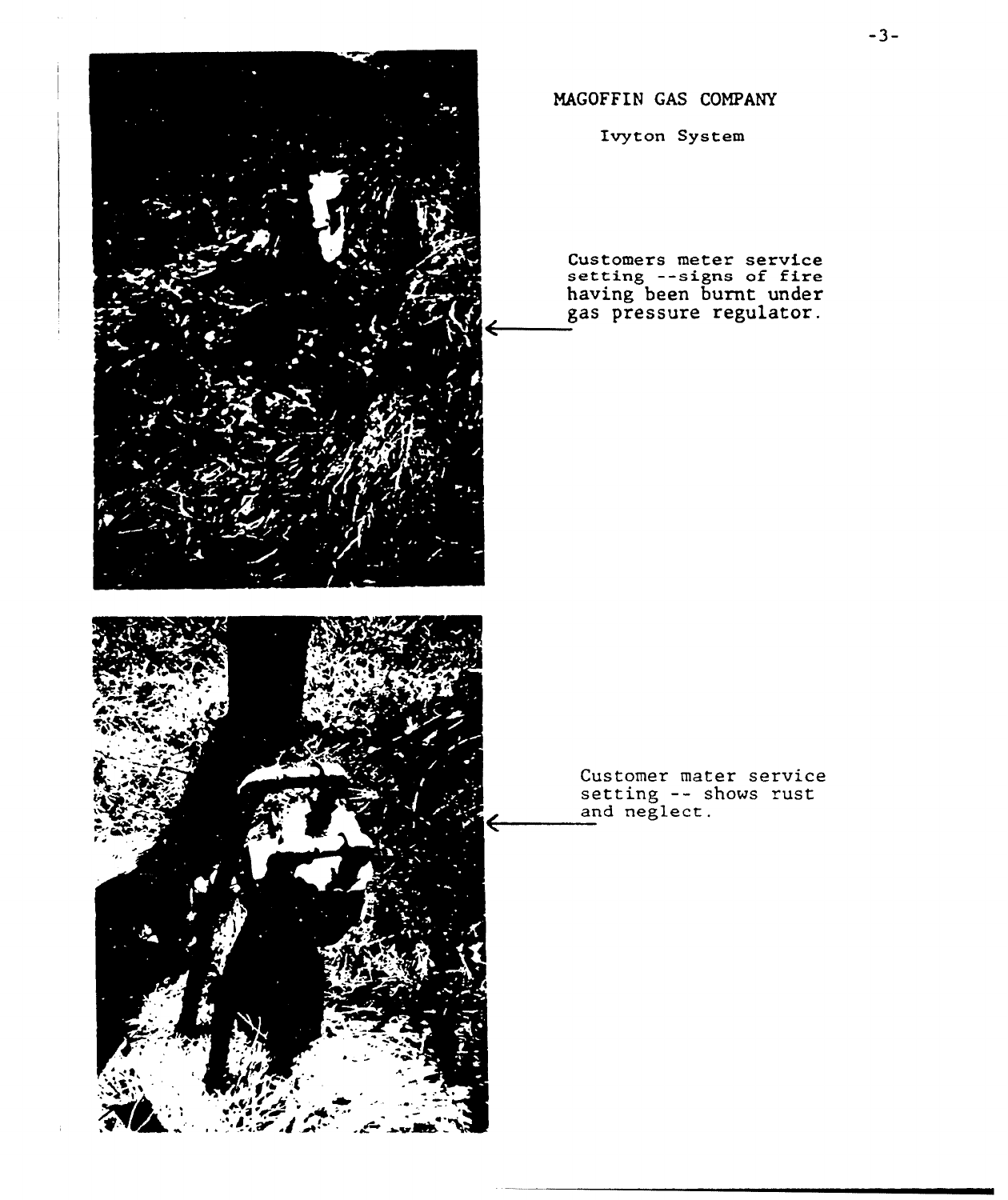MAGOFFIN GAS COMPANY

Ivyton System

Customers meter service setting --signs of fire having been burnt under gas pressure regulator.

Customer mater service setting -- shows rust and neglect.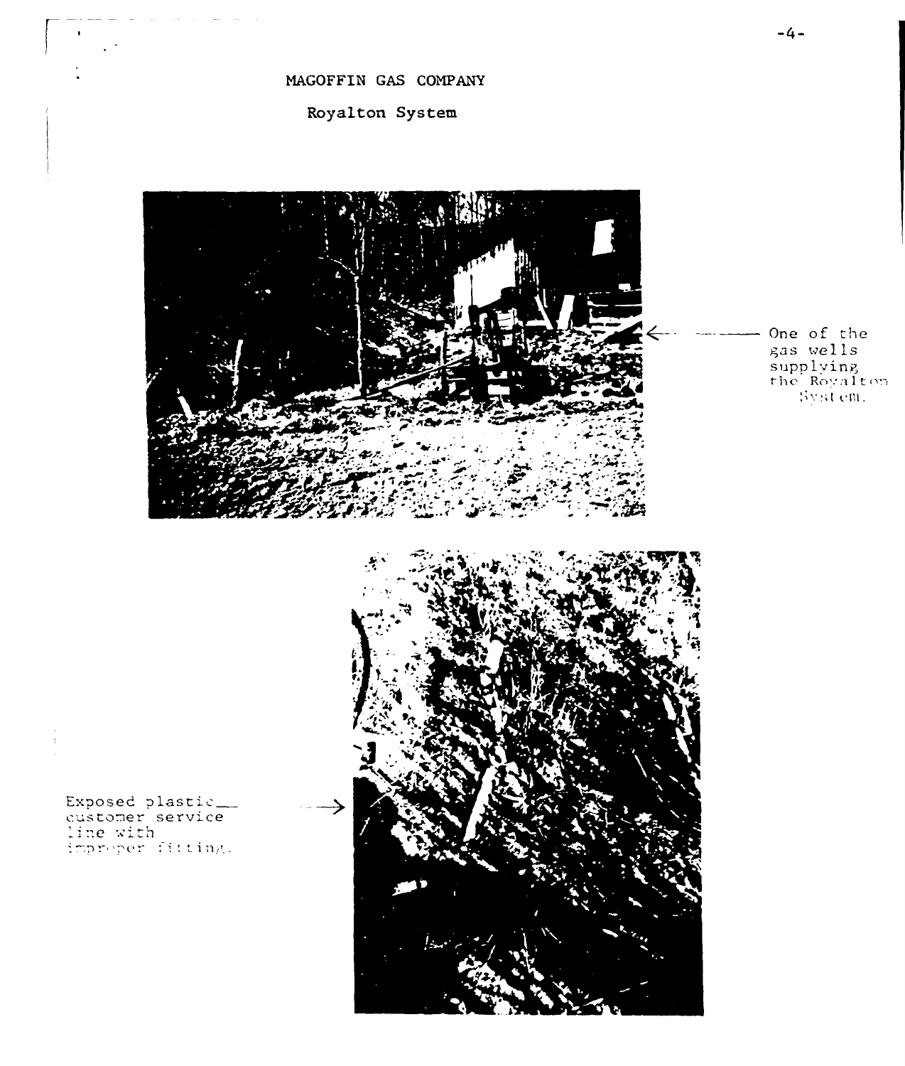MAGOFFIN GAS COMPANY

Royalton System

One of the gas wells supplying the Royalton System.

Exposed plastic customer service line with improper fitting.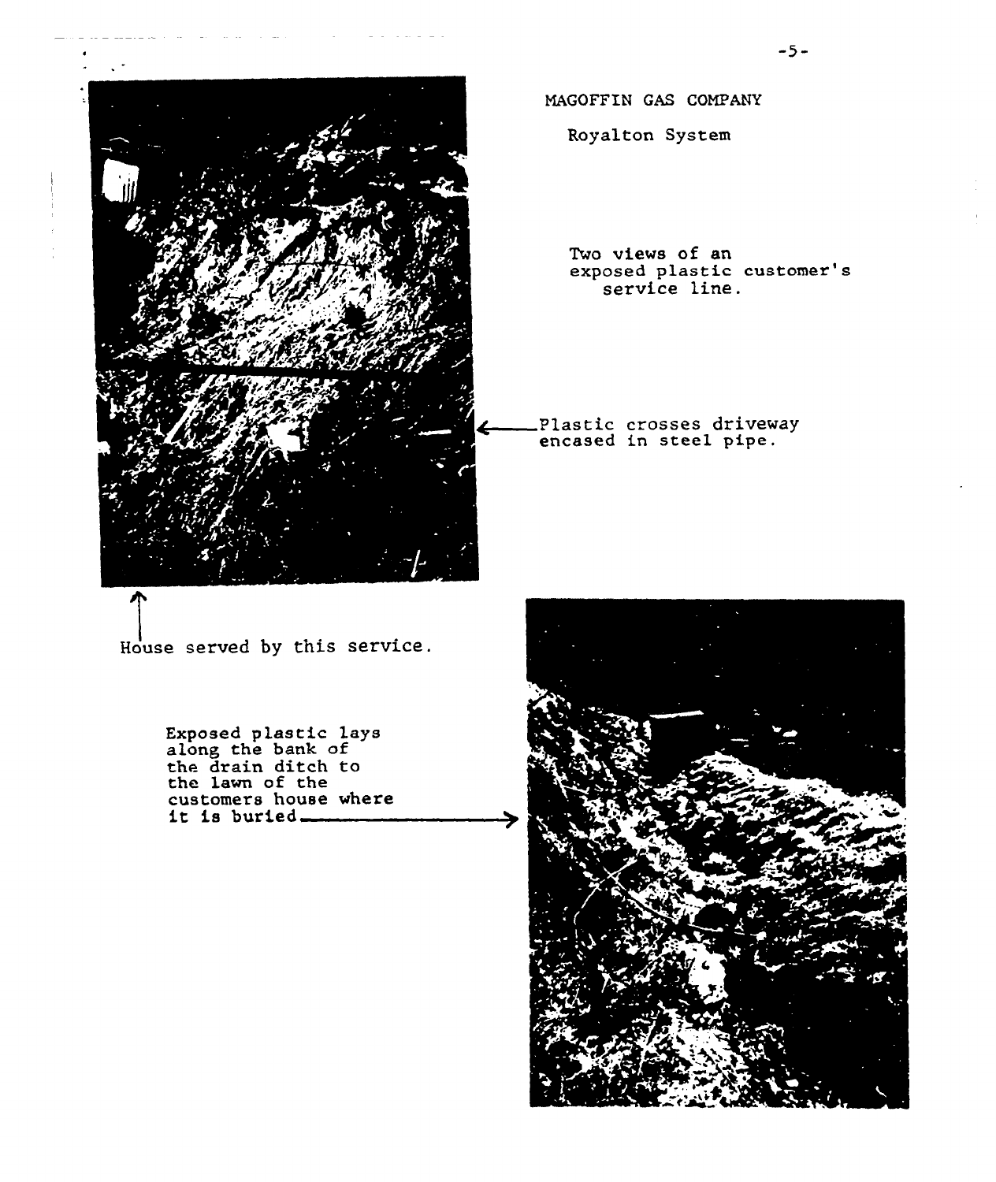MAGOFFIN GAS COMPANY

Royalton System

Two views of an exposed plastic customer's service line.

Plastic crosses driveway encased in steel pipe.

House served by this service.

Exposed plastic lays along the bank of the drain ditch to the lawn of the customers house where it is buried